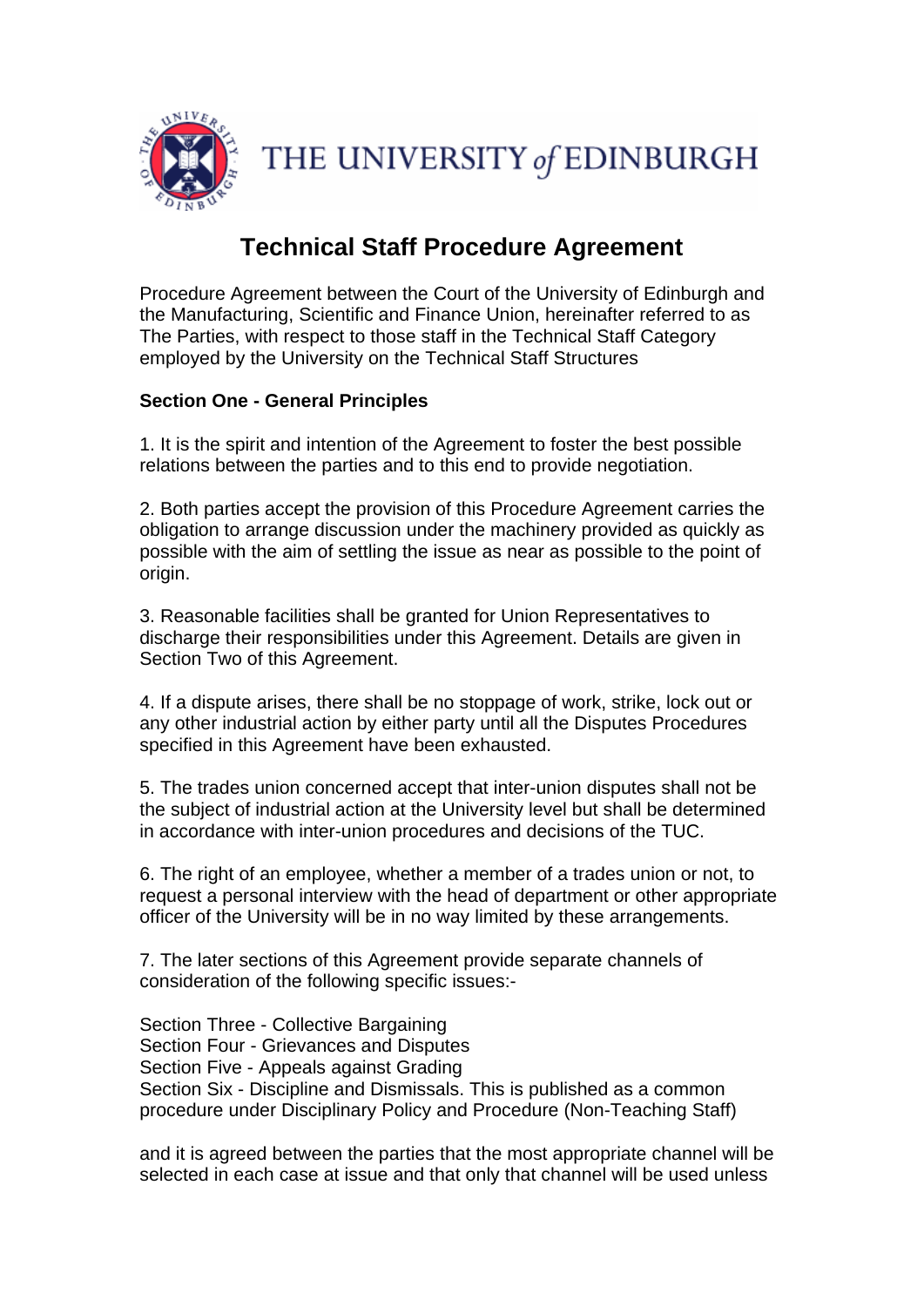THE UNIVERSITY *of* EDINBURGH

# Technical Staff Procedure Agreement

Procedure Agreement between the Court of the University of Edinburgh and the Manufacturing, Scientific and Finance Union, hereinafter referred to as The Parties, with respect to those staff in the Technical Staff Category employed by the University on the Technical Staff Structures

**Section One - General Principles**

1. It is the spirit and intention of the Agreement to foster the best possible relations between the parties and to this end to provide negotiation.

2. Both parties accept the provision of this Procedure Agreement carries the obligation to arrange discussion under the machinery provided as quickly as possible with the aim of settling the issue as near as possible to the point of origin.

3. Reasonable facilities shall be granted for Union Representatives to discharge their responsibilities under this Agreement. Details are given in Section Two of this Agreement.

4. If a dispute arises, there shall be no stoppage of work, strike, lock out or any other industrial action by either party until all the Disputes Procedures specified in this Agreement have been exhausted.

5. The trades union concerned accept that inter-union disputes shall not be the subject of industrial action at the University level but shall be determined in accordance with inter-union procedures and decisions of the TUC.

6. The right of an employee, whether a member of a trades union or not, to request a personal interview with the head of department or other appropriate officer of the University will be in no way limited by these arrangements.

7. The later sections of this Agreement provide separate channels of consideration of the following specific issues:-

Section Three - Collective Bargaining
Section Four - Grievances and Disputes
Section Five - Appeals against Grading
Section Six - Discipline and Dismissals. This is published as a common procedure under Disciplinary Policy and Procedure (Non-Teaching Staff)

and it is agreed between the parties that the most appropriate channel will be selected in each case at issue and that only that channel will be used unless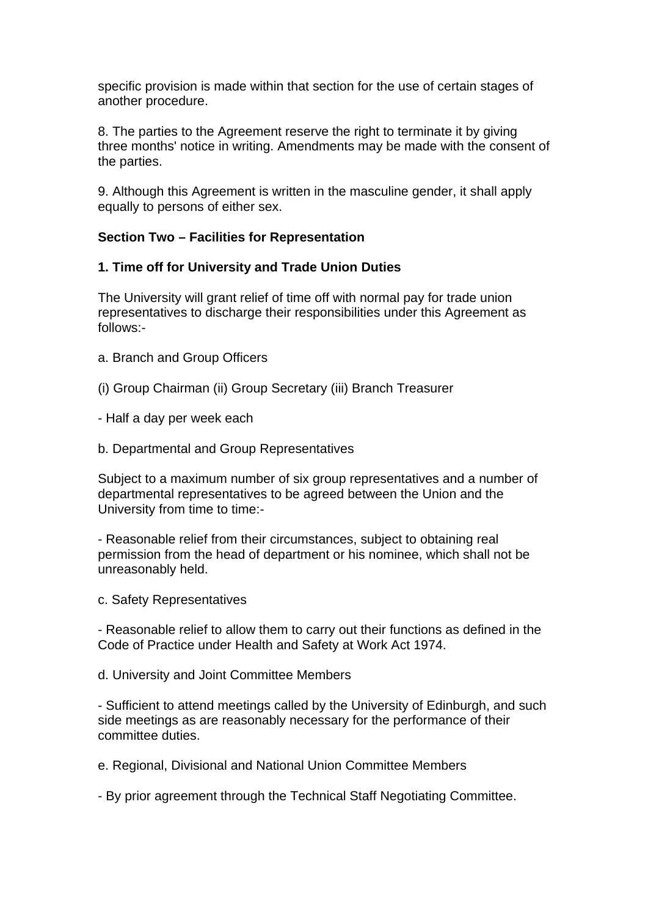specific provision is made within that section for the use of certain stages of another procedure.

8. The parties to the Agreement reserve the right to terminate it by giving three months' notice in writing. Amendments may be made with the consent of the parties.

9. Although this Agreement is written in the masculine gender, it shall apply equally to persons of either sex.

**Section Two – Facilities for Representation**

**1. Time off for University and Trade Union Duties**

The University will grant relief of time off with normal pay for trade union representatives to discharge their responsibilities under this Agreement as follows:-

a. Branch and Group Officers

(i) Group Chairman (ii) Group Secretary (iii) Branch Treasurer

- Half a day per week each

b. Departmental and Group Representatives

Subject to a maximum number of six group representatives and a number of departmental representatives to be agreed between the Union and the University from time to time:-

- Reasonable relief from their circumstances, subject to obtaining real permission from the head of department or his nominee, which shall not be unreasonably held.

c. Safety Representatives

- Reasonable relief to allow them to carry out their functions as defined in the Code of Practice under Health and Safety at Work Act 1974.

d. University and Joint Committee Members

- Sufficient to attend meetings called by the University of Edinburgh, and such side meetings as are reasonably necessary for the performance of their committee duties.

e. Regional, Divisional and National Union Committee Members

- By prior agreement through the Technical Staff Negotiating Committee.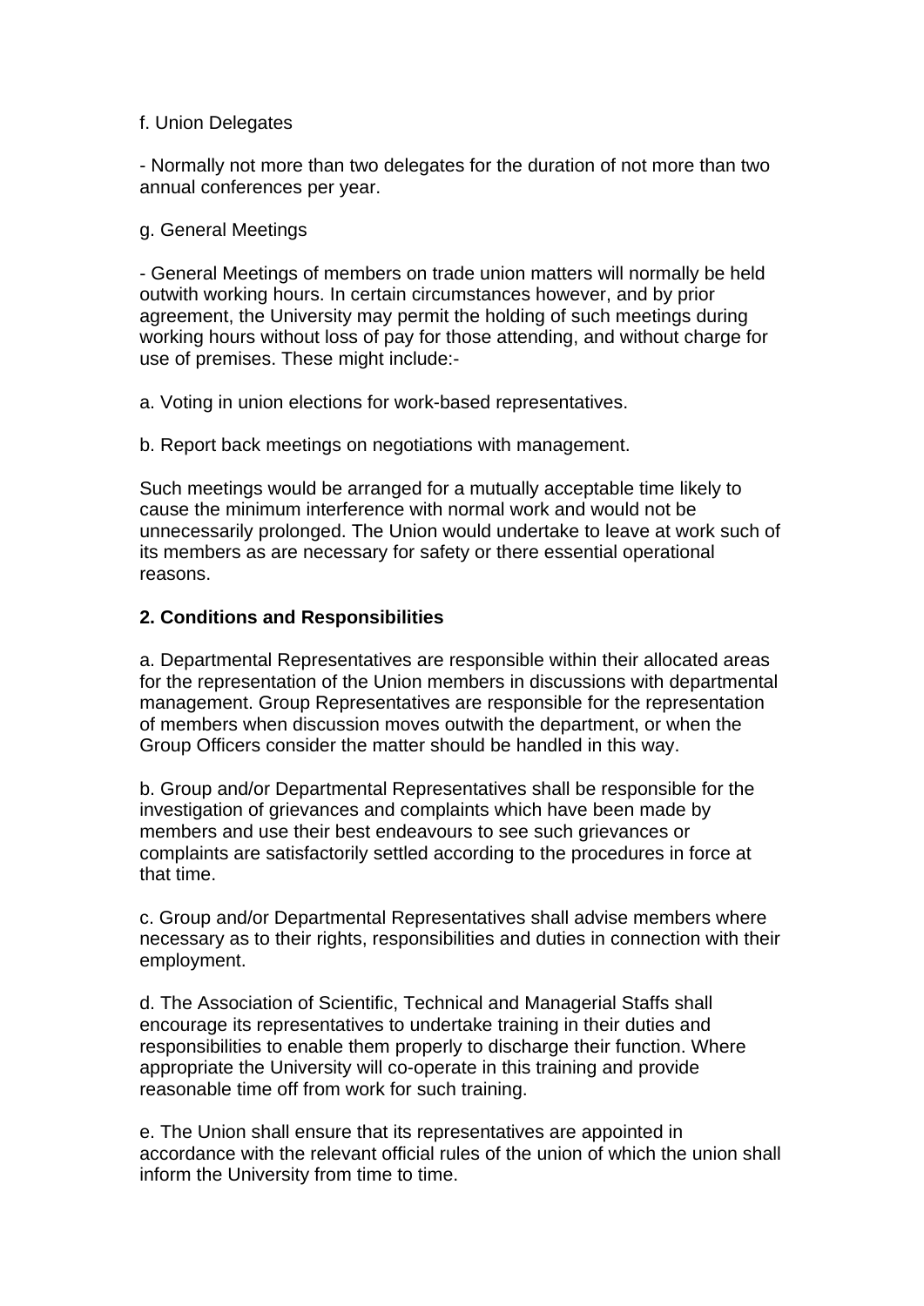f. Union Delegates

- Normally not more than two delegates for the duration of not more than two annual conferences per year.

g. General Meetings

- General Meetings of members on trade union matters will normally be held outwith working hours. In certain circumstances however, and by prior agreement, the University may permit the holding of such meetings during working hours without loss of pay for those attending, and without charge for use of premises. These might include:-

a. Voting in union elections for work-based representatives.

b. Report back meetings on negotiations with management.

Such meetings would be arranged for a mutually acceptable time likely to cause the minimum interference with normal work and would not be unnecessarily prolonged. The Union would undertake to leave at work such of its members as are necessary for safety or there essential operational reasons.

**2. Conditions and Responsibilities**

a. Departmental Representatives are responsible within their allocated areas for the representation of the Union members in discussions with departmental management. Group Representatives are responsible for the representation of members when discussion moves outwith the department, or when the Group Officers consider the matter should be handled in this way.

b. Group and/or Departmental Representatives shall be responsible for the investigation of grievances and complaints which have been made by members and use their best endeavours to see such grievances or complaints are satisfactorily settled according to the procedures in force at that time.

c. Group and/or Departmental Representatives shall advise members where necessary as to their rights, responsibilities and duties in connection with their employment.

d. The Association of Scientific, Technical and Managerial Staffs shall encourage its representatives to undertake training in their duties and responsibilities to enable them properly to discharge their function. Where appropriate the University will co-operate in this training and provide reasonable time off from work for such training.

e. The Union shall ensure that its representatives are appointed in accordance with the relevant official rules of the union of which the union shall inform the University from time to time.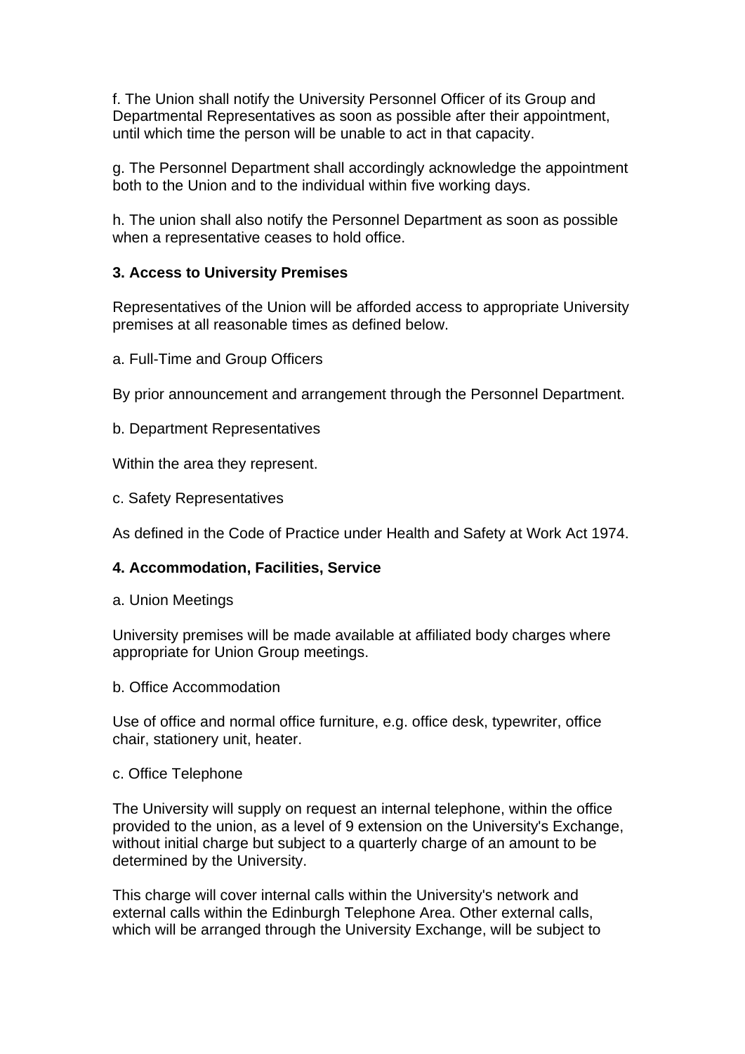f. The Union shall notify the University Personnel Officer of its Group and Departmental Representatives as soon as possible after their appointment, until which time the person will be unable to act in that capacity.

g. The Personnel Department shall accordingly acknowledge the appointment both to the Union and to the individual within five working days.

h. The union shall also notify the Personnel Department as soon as possible when a representative ceases to hold office.

**3. Access to University Premises**

Representatives of the Union will be afforded access to appropriate University premises at all reasonable times as defined below.

a. Full-Time and Group Officers

By prior announcement and arrangement through the Personnel Department.

b. Department Representatives

Within the area they represent.

c. Safety Representatives

As defined in the Code of Practice under Health and Safety at Work Act 1974.

**4. Accommodation, Facilities, Service**

a. Union Meetings

University premises will be made available at affiliated body charges where appropriate for Union Group meetings.

b. Office Accommodation

Use of office and normal office furniture, e.g. office desk, typewriter, office chair, stationery unit, heater.

c. Office Telephone

The University will supply on request an internal telephone, within the office provided to the union, as a level of 9 extension on the University's Exchange, without initial charge but subject to a quarterly charge of an amount to be determined by the University.

This charge will cover internal calls within the University's network and external calls within the Edinburgh Telephone Area. Other external calls, which will be arranged through the University Exchange, will be subject to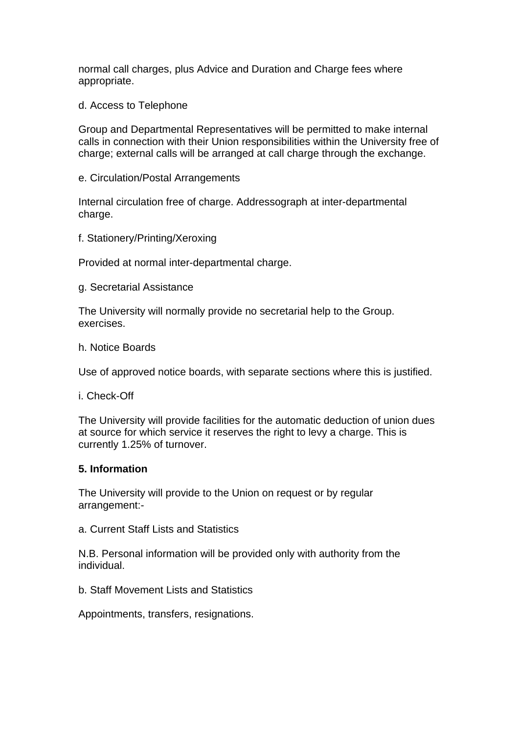normal call charges, plus Advice and Duration and Charge fees where appropriate.

d. Access to Telephone

Group and Departmental Representatives will be permitted to make internal calls in connection with their Union responsibilities within the University free of charge; external calls will be arranged at call charge through the exchange.

e. Circulation/Postal Arrangements

Internal circulation free of charge. Addressograph at inter-departmental charge.

f. Stationery/Printing/Xeroxing

Provided at normal inter-departmental charge.

g. Secretarial Assistance

The University will normally provide no secretarial help to the Group. exercises.

h. Notice Boards

Use of approved notice boards, with separate sections where this is justified.

i. Check-Off

The University will provide facilities for the automatic deduction of union dues at source for which service it reserves the right to levy a charge. This is currently 1.25% of turnover.

**5. Information**

The University will provide to the Union on request or by regular arrangement:-

a. Current Staff Lists and Statistics

N.B. Personal information will be provided only with authority from the individual.

b. Staff Movement Lists and Statistics

Appointments, transfers, resignations.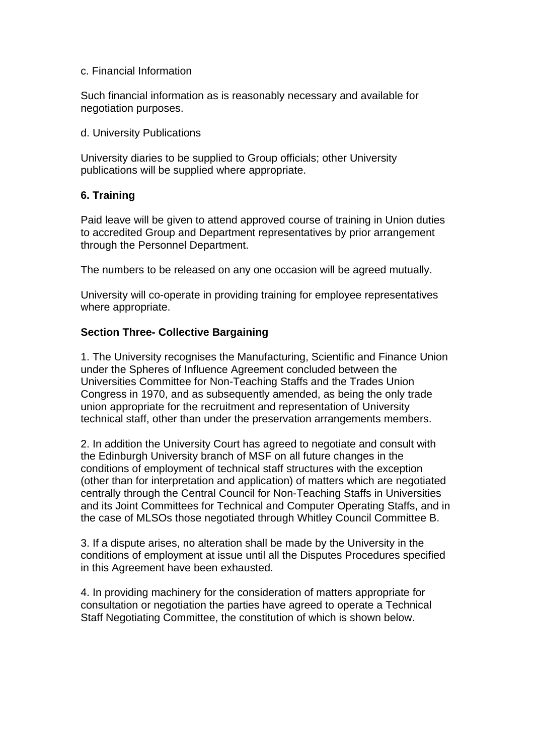c. Financial Information

Such financial information as is reasonably necessary and available for negotiation purposes.

d. University Publications

University diaries to be supplied to Group officials; other University publications will be supplied where appropriate.

**6. Training**

Paid leave will be given to attend approved course of training in Union duties to accredited Group and Department representatives by prior arrangement through the Personnel Department.

The numbers to be released on any one occasion will be agreed mutually.

University will co-operate in providing training for employee representatives where appropriate.

**Section Three- Collective Bargaining**

1. The University recognises the Manufacturing, Scientific and Finance Union under the Spheres of Influence Agreement concluded between the Universities Committee for Non-Teaching Staffs and the Trades Union Congress in 1970, and as subsequently amended, as being the only trade union appropriate for the recruitment and representation of University technical staff, other than under the preservation arrangements members.

2. In addition the University Court has agreed to negotiate and consult with the Edinburgh University branch of MSF on all future changes in the conditions of employment of technical staff structures with the exception (other than for interpretation and application) of matters which are negotiated centrally through the Central Council for Non-Teaching Staffs in Universities and its Joint Committees for Technical and Computer Operating Staffs, and in the case of MLSOs those negotiated through Whitley Council Committee B.

3. If a dispute arises, no alteration shall be made by the University in the conditions of employment at issue until all the Disputes Procedures specified in this Agreement have been exhausted.

4. In providing machinery for the consideration of matters appropriate for consultation or negotiation the parties have agreed to operate a Technical Staff Negotiating Committee, the constitution of which is shown below.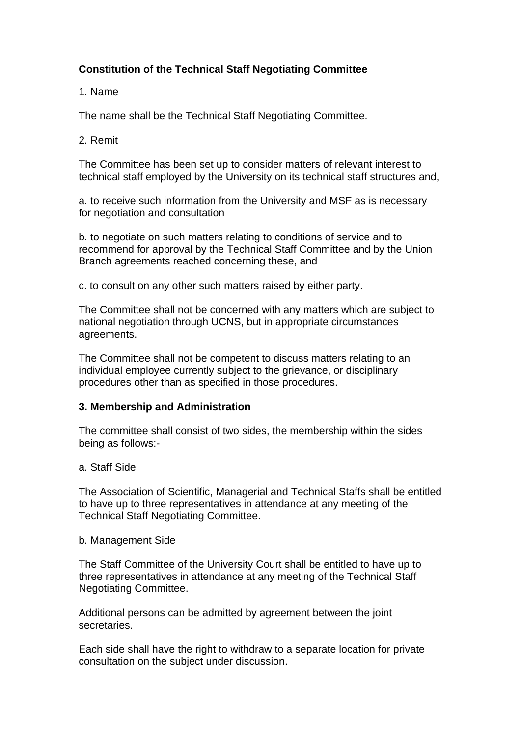**Constitution of the Technical Staff Negotiating Committee**

1. Name

The name shall be the Technical Staff Negotiating Committee.

2. Remit

The Committee has been set up to consider matters of relevant interest to technical staff employed by the University on its technical staff structures and,

a. to receive such information from the University and MSF as is necessary for negotiation and consultation

b. to negotiate on such matters relating to conditions of service and to recommend for approval by the Technical Staff Committee and by the Union Branch agreements reached concerning these, and

c. to consult on any other such matters raised by either party.

The Committee shall not be concerned with any matters which are subject to national negotiation through UCNS, but in appropriate circumstances agreements.

The Committee shall not be competent to discuss matters relating to an individual employee currently subject to the grievance, or disciplinary procedures other than as specified in those procedures.

**3. Membership and Administration**

The committee shall consist of two sides, the membership within the sides being as follows:-

a. Staff Side

The Association of Scientific, Managerial and Technical Staffs shall be entitled to have up to three representatives in attendance at any meeting of the Technical Staff Negotiating Committee.

b. Management Side

The Staff Committee of the University Court shall be entitled to have up to three representatives in attendance at any meeting of the Technical Staff Negotiating Committee.

Additional persons can be admitted by agreement between the joint secretaries.

Each side shall have the right to withdraw to a separate location for private consultation on the subject under discussion.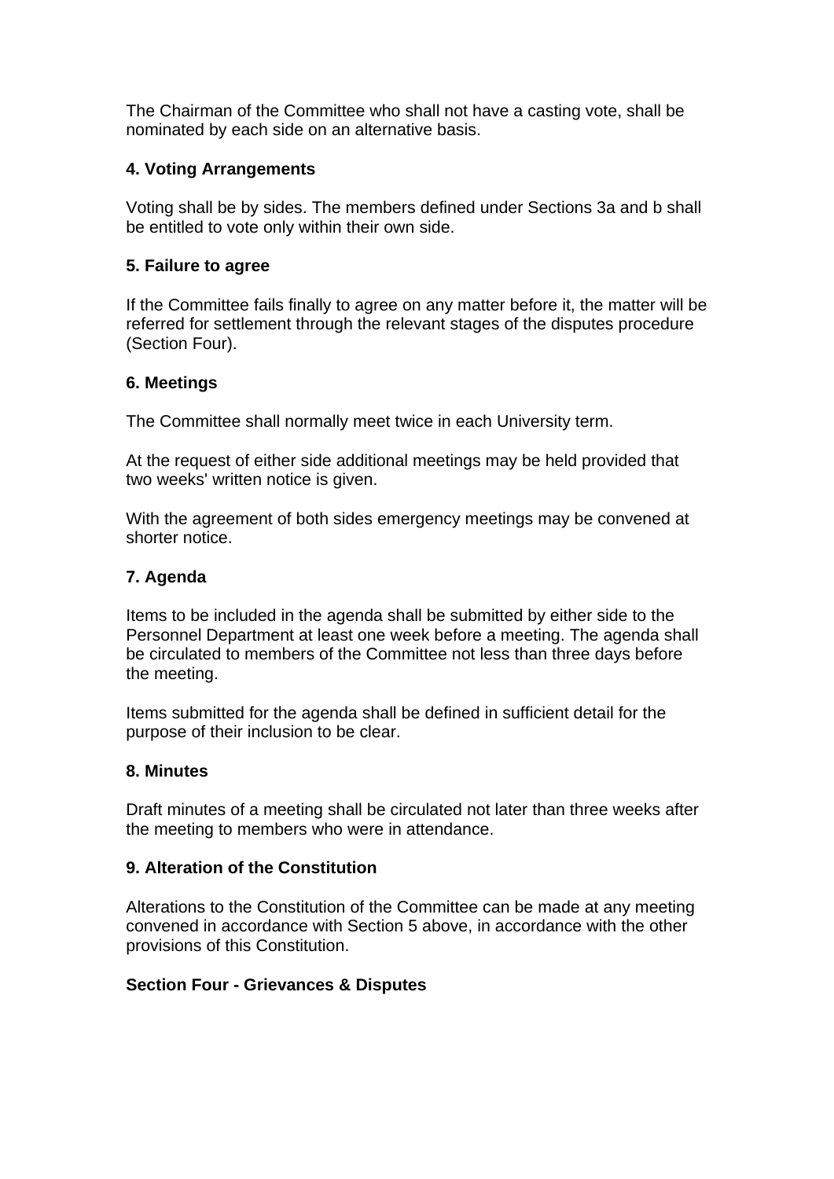The Chairman of the Committee who shall not have a casting vote, shall be nominated by each side on an alternative basis.

### 4. Voting Arrangements

Voting shall be by sides. The members defined under Sections 3a and b shall be entitled to vote only within their own side.

### 5. Failure to agree

If the Committee fails finally to agree on any matter before it, the matter will be referred for settlement through the relevant stages of the disputes procedure (Section Four).

### 6. Meetings

The Committee shall normally meet twice in each University term.

At the request of either side additional meetings may be held provided that two weeks' written notice is given.

With the agreement of both sides emergency meetings may be convened at shorter notice.

### 7. Agenda

Items to be included in the agenda shall be submitted by either side to the Personnel Department at least one week before a meeting. The agenda shall be circulated to members of the Committee not less than three days before the meeting.

Items submitted for the agenda shall be defined in sufficient detail for the purpose of their inclusion to be clear.

### 8. Minutes

Draft minutes of a meeting shall be circulated not later than three weeks after the meeting to members who were in attendance.

### 9. Alteration of the Constitution

Alterations to the Constitution of the Committee can be made at any meeting convened in accordance with Section 5 above, in accordance with the other provisions of this Constitution.

## Section Four - Grievances & Disputes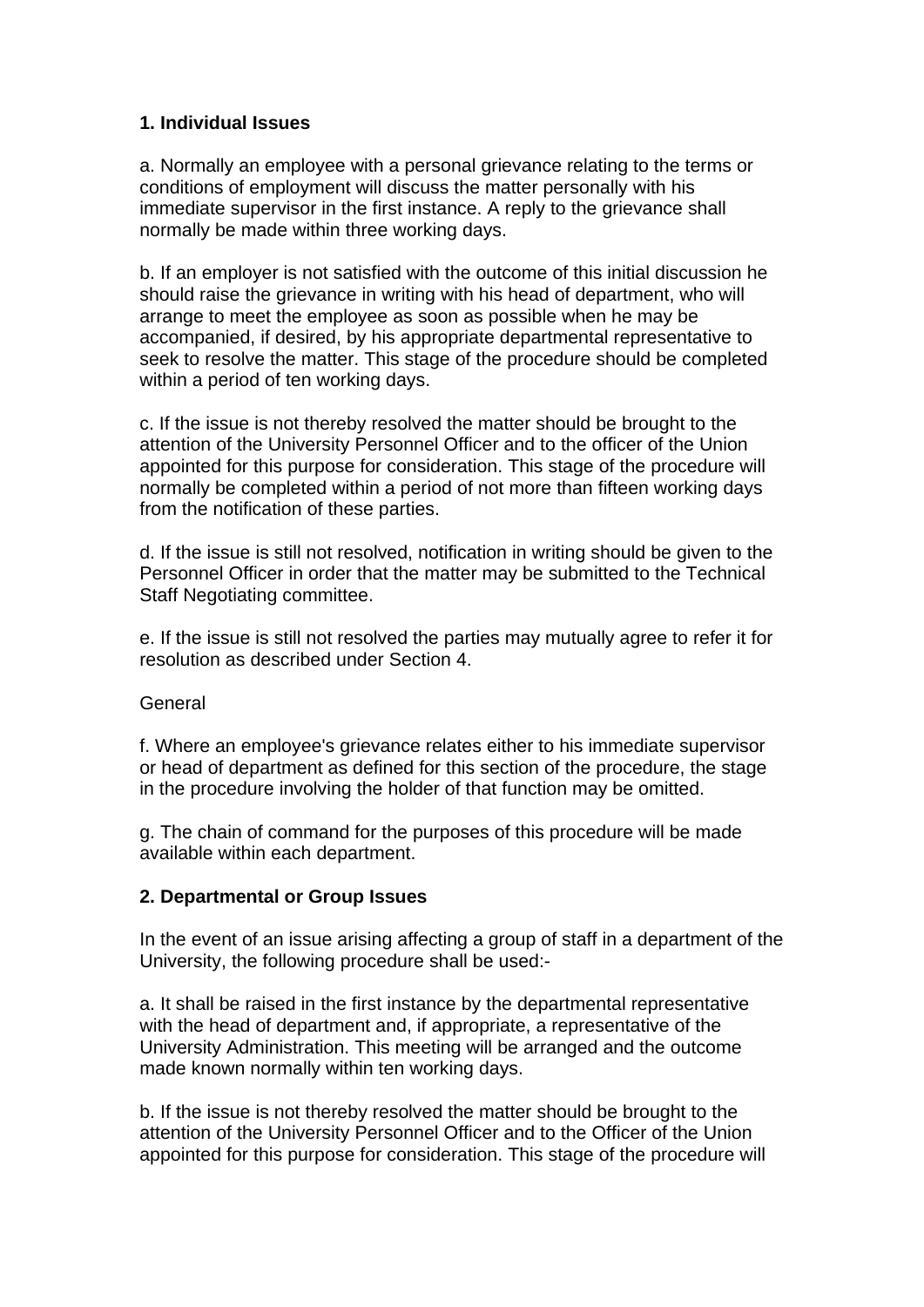**1. Individual Issues**

a. Normally an employee with a personal grievance relating to the terms or conditions of employment will discuss the matter personally with his immediate supervisor in the first instance. A reply to the grievance shall normally be made within three working days.

b. If an employer is not satisfied with the outcome of this initial discussion he should raise the grievance in writing with his head of department, who will arrange to meet the employee as soon as possible when he may be accompanied, if desired, by his appropriate departmental representative to seek to resolve the matter. This stage of the procedure should be completed within a period of ten working days.

c. If the issue is not thereby resolved the matter should be brought to the attention of the University Personnel Officer and to the officer of the Union appointed for this purpose for consideration. This stage of the procedure will normally be completed within a period of not more than fifteen working days from the notification of these parties.

d. If the issue is still not resolved, notification in writing should be given to the Personnel Officer in order that the matter may be submitted to the Technical Staff Negotiating committee.

e. If the issue is still not resolved the parties may mutually agree to refer it for resolution as described under Section 4.

General

f. Where an employee's grievance relates either to his immediate supervisor or head of department as defined for this section of the procedure, the stage in the procedure involving the holder of that function may be omitted.

g. The chain of command for the purposes of this procedure will be made available within each department.

**2. Departmental or Group Issues**

In the event of an issue arising affecting a group of staff in a department of the University, the following procedure shall be used:-

a. It shall be raised in the first instance by the departmental representative with the head of department and, if appropriate, a representative of the University Administration. This meeting will be arranged and the outcome made known normally within ten working days.

b. If the issue is not thereby resolved the matter should be brought to the attention of the University Personnel Officer and to the Officer of the Union appointed for this purpose for consideration. This stage of the procedure will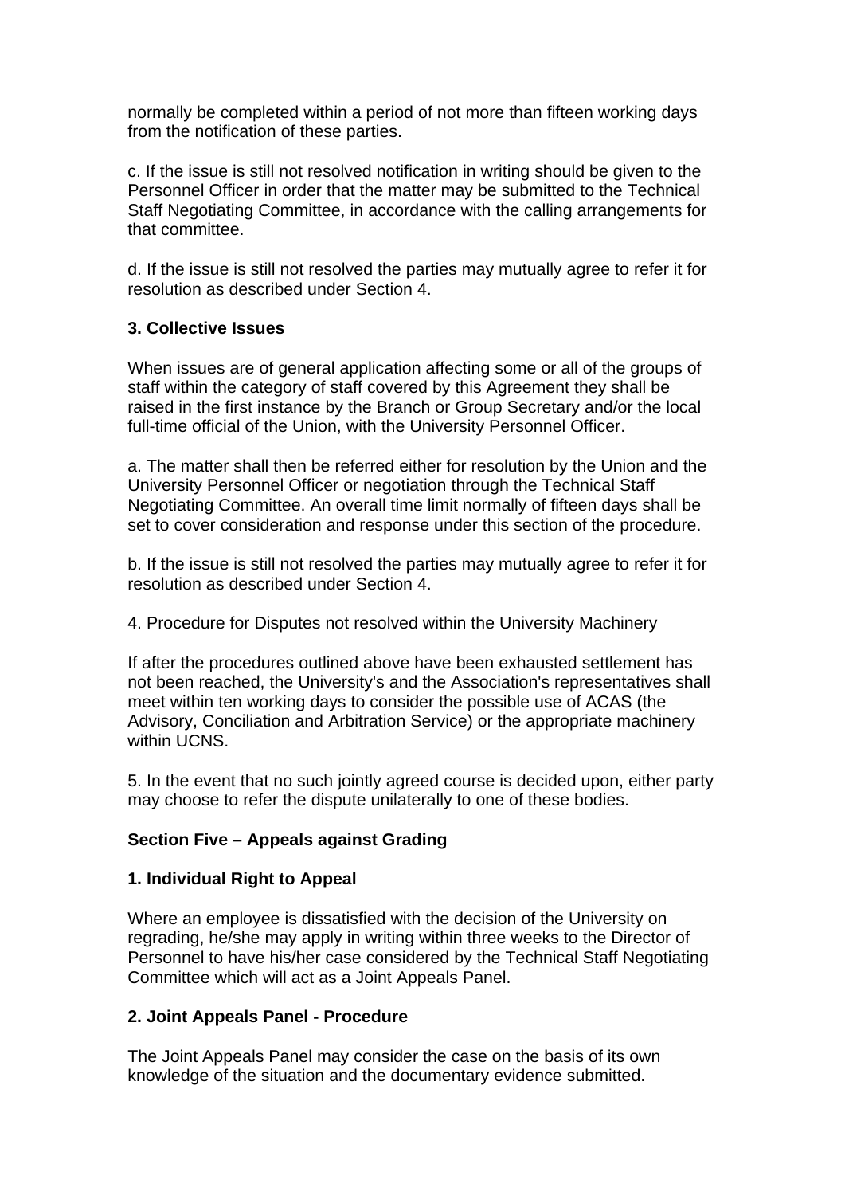normally be completed within a period of not more than fifteen working days from the notification of these parties.

c. If the issue is still not resolved notification in writing should be given to the Personnel Officer in order that the matter may be submitted to the Technical Staff Negotiating Committee, in accordance with the calling arrangements for that committee.

d. If the issue is still not resolved the parties may mutually agree to refer it for resolution as described under Section 4.

**3. Collective Issues**

When issues are of general application affecting some or all of the groups of staff within the category of staff covered by this Agreement they shall be raised in the first instance by the Branch or Group Secretary and/or the local full-time official of the Union, with the University Personnel Officer.

a. The matter shall then be referred either for resolution by the Union and the University Personnel Officer or negotiation through the Technical Staff Negotiating Committee. An overall time limit normally of fifteen days shall be set to cover consideration and response under this section of the procedure.

b. If the issue is still not resolved the parties may mutually agree to refer it for resolution as described under Section 4.

4. Procedure for Disputes not resolved within the University Machinery

If after the procedures outlined above have been exhausted settlement has not been reached, the University's and the Association's representatives shall meet within ten working days to consider the possible use of ACAS (the Advisory, Conciliation and Arbitration Service) or the appropriate machinery within UCNS.

5. In the event that no such jointly agreed course is decided upon, either party may choose to refer the dispute unilaterally to one of these bodies.

**Section Five – Appeals against Grading**

**1. Individual Right to Appeal**

Where an employee is dissatisfied with the decision of the University on regrading, he/she may apply in writing within three weeks to the Director of Personnel to have his/her case considered by the Technical Staff Negotiating Committee which will act as a Joint Appeals Panel.

**2. Joint Appeals Panel - Procedure**

The Joint Appeals Panel may consider the case on the basis of its own knowledge of the situation and the documentary evidence submitted.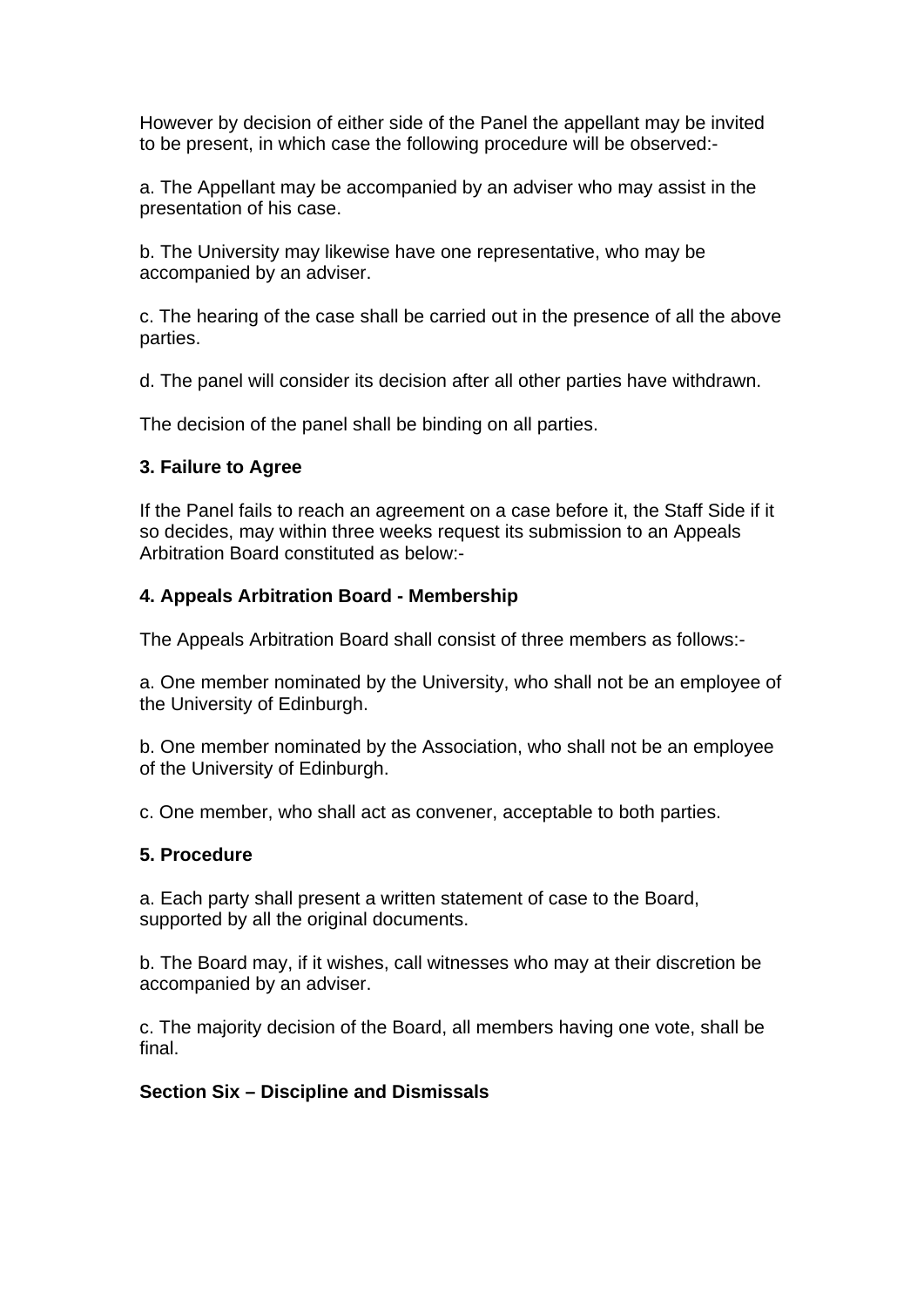However by decision of either side of the Panel the appellant may be invited to be present, in which case the following procedure will be observed:-

a. The Appellant may be accompanied by an adviser who may assist in the presentation of his case.

b. The University may likewise have one representative, who may be accompanied by an adviser.

c. The hearing of the case shall be carried out in the presence of all the above parties.

d. The panel will consider its decision after all other parties have withdrawn.

The decision of the panel shall be binding on all parties.

**3. Failure to Agree**

If the Panel fails to reach an agreement on a case before it, the Staff Side if it so decides, may within three weeks request its submission to an Appeals Arbitration Board constituted as below:-

**4. Appeals Arbitration Board - Membership**

The Appeals Arbitration Board shall consist of three members as follows:-

a. One member nominated by the University, who shall not be an employee of the University of Edinburgh.

b. One member nominated by the Association, who shall not be an employee of the University of Edinburgh.

c. One member, who shall act as convener, acceptable to both parties.

**5. Procedure**

a. Each party shall present a written statement of case to the Board, supported by all the original documents.

b. The Board may, if it wishes, call witnesses who may at their discretion be accompanied by an adviser.

c. The majority decision of the Board, all members having one vote, shall be final.

**Section Six – Discipline and Dismissals**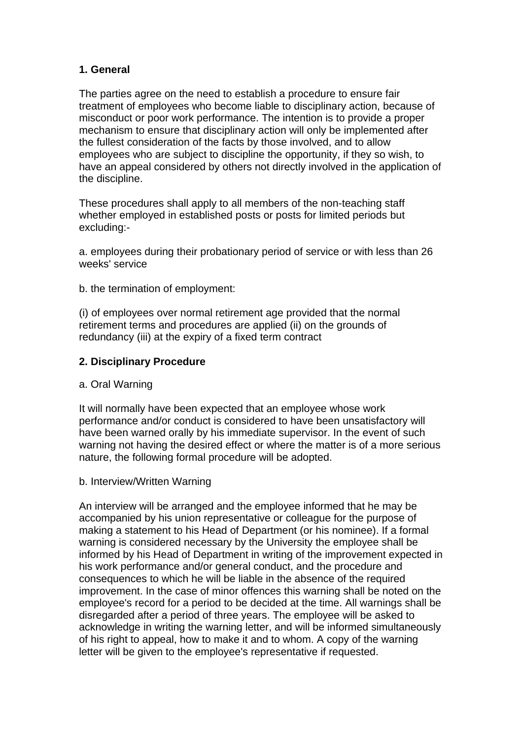## 1. General

The parties agree on the need to establish a procedure to ensure fair treatment of employees who become liable to disciplinary action, because of misconduct or poor work performance. The intention is to provide a proper mechanism to ensure that disciplinary action will only be implemented after the fullest consideration of the facts by those involved, and to allow employees who are subject to discipline the opportunity, if they so wish, to have an appeal considered by others not directly involved in the application of the discipline.

These procedures shall apply to all members of the non-teaching staff whether employed in established posts or posts for limited periods but excluding:-

a. employees during their probationary period of service or with less than 26 weeks' service

b. the termination of employment:

(i) of employees over normal retirement age provided that the normal retirement terms and procedures are applied (ii) on the grounds of redundancy (iii) at the expiry of a fixed term contract

## 2. Disciplinary Procedure

a. Oral Warning

It will normally have been expected that an employee whose work performance and/or conduct is considered to have been unsatisfactory will have been warned orally by his immediate supervisor. In the event of such warning not having the desired effect or where the matter is of a more serious nature, the following formal procedure will be adopted.

b. Interview/Written Warning

An interview will be arranged and the employee informed that he may be accompanied by his union representative or colleague for the purpose of making a statement to his Head of Department (or his nominee). If a formal warning is considered necessary by the University the employee shall be informed by his Head of Department in writing of the improvement expected in his work performance and/or general conduct, and the procedure and consequences to which he will be liable in the absence of the required improvement. In the case of minor offences this warning shall be noted on the employee's record for a period to be decided at the time. All warnings shall be disregarded after a period of three years. The employee will be asked to acknowledge in writing the warning letter, and will be informed simultaneously of his right to appeal, how to make it and to whom. A copy of the warning letter will be given to the employee's representative if requested.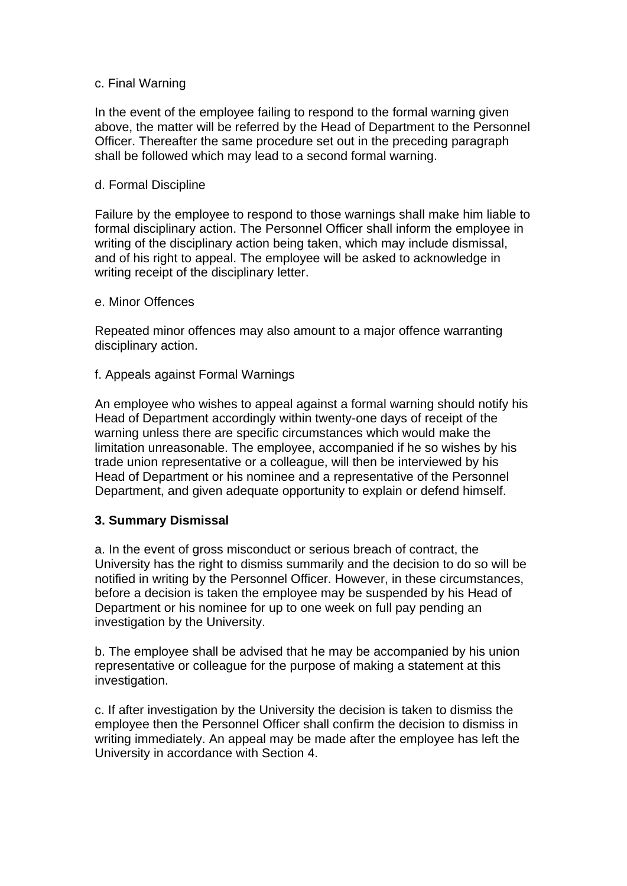c. Final Warning

In the event of the employee failing to respond to the formal warning given above, the matter will be referred by the Head of Department to the Personnel Officer. Thereafter the same procedure set out in the preceding paragraph shall be followed which may lead to a second formal warning.

d. Formal Discipline

Failure by the employee to respond to those warnings shall make him liable to formal disciplinary action. The Personnel Officer shall inform the employee in writing of the disciplinary action being taken, which may include dismissal, and of his right to appeal. The employee will be asked to acknowledge in writing receipt of the disciplinary letter.

e. Minor Offences

Repeated minor offences may also amount to a major offence warranting disciplinary action.

f. Appeals against Formal Warnings

An employee who wishes to appeal against a formal warning should notify his Head of Department accordingly within twenty-one days of receipt of the warning unless there are specific circumstances which would make the limitation unreasonable. The employee, accompanied if he so wishes by his trade union representative or a colleague, will then be interviewed by his Head of Department or his nominee and a representative of the Personnel Department, and given adequate opportunity to explain or defend himself.

**3. Summary Dismissal**

a. In the event of gross misconduct or serious breach of contract, the University has the right to dismiss summarily and the decision to do so will be notified in writing by the Personnel Officer. However, in these circumstances, before a decision is taken the employee may be suspended by his Head of Department or his nominee for up to one week on full pay pending an investigation by the University.

b. The employee shall be advised that he may be accompanied by his union representative or colleague for the purpose of making a statement at this investigation.

c. If after investigation by the University the decision is taken to dismiss the employee then the Personnel Officer shall confirm the decision to dismiss in writing immediately. An appeal may be made after the employee has left the University in accordance with Section 4.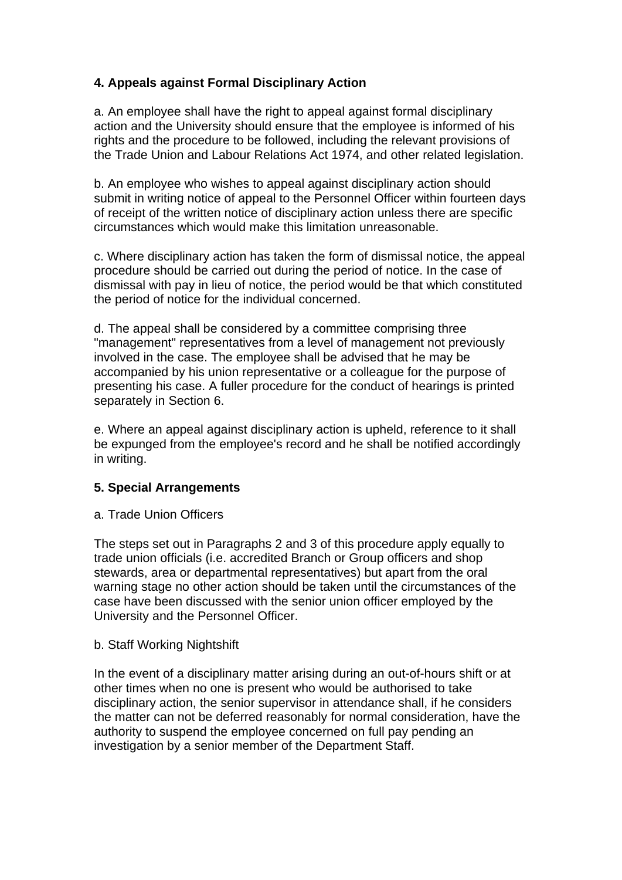**4. Appeals against Formal Disciplinary Action**

a. An employee shall have the right to appeal against formal disciplinary action and the University should ensure that the employee is informed of his rights and the procedure to be followed, including the relevant provisions of the Trade Union and Labour Relations Act 1974, and other related legislation.

b. An employee who wishes to appeal against disciplinary action should submit in writing notice of appeal to the Personnel Officer within fourteen days of receipt of the written notice of disciplinary action unless there are specific circumstances which would make this limitation unreasonable.

c. Where disciplinary action has taken the form of dismissal notice, the appeal procedure should be carried out during the period of notice. In the case of dismissal with pay in lieu of notice, the period would be that which constituted the period of notice for the individual concerned.

d. The appeal shall be considered by a committee comprising three "management" representatives from a level of management not previously involved in the case. The employee shall be advised that he may be accompanied by his union representative or a colleague for the purpose of presenting his case. A fuller procedure for the conduct of hearings is printed separately in Section 6.

e. Where an appeal against disciplinary action is upheld, reference to it shall be expunged from the employee's record and he shall be notified accordingly in writing.

**5. Special Arrangements**

a. Trade Union Officers

The steps set out in Paragraphs 2 and 3 of this procedure apply equally to trade union officials (i.e. accredited Branch or Group officers and shop stewards, area or departmental representatives) but apart from the oral warning stage no other action should be taken until the circumstances of the case have been discussed with the senior union officer employed by the University and the Personnel Officer.

b. Staff Working Nightshift

In the event of a disciplinary matter arising during an out-of-hours shift or at other times when no one is present who would be authorised to take disciplinary action, the senior supervisor in attendance shall, if he considers the matter can not be deferred reasonably for normal consideration, have the authority to suspend the employee concerned on full pay pending an investigation by a senior member of the Department Staff.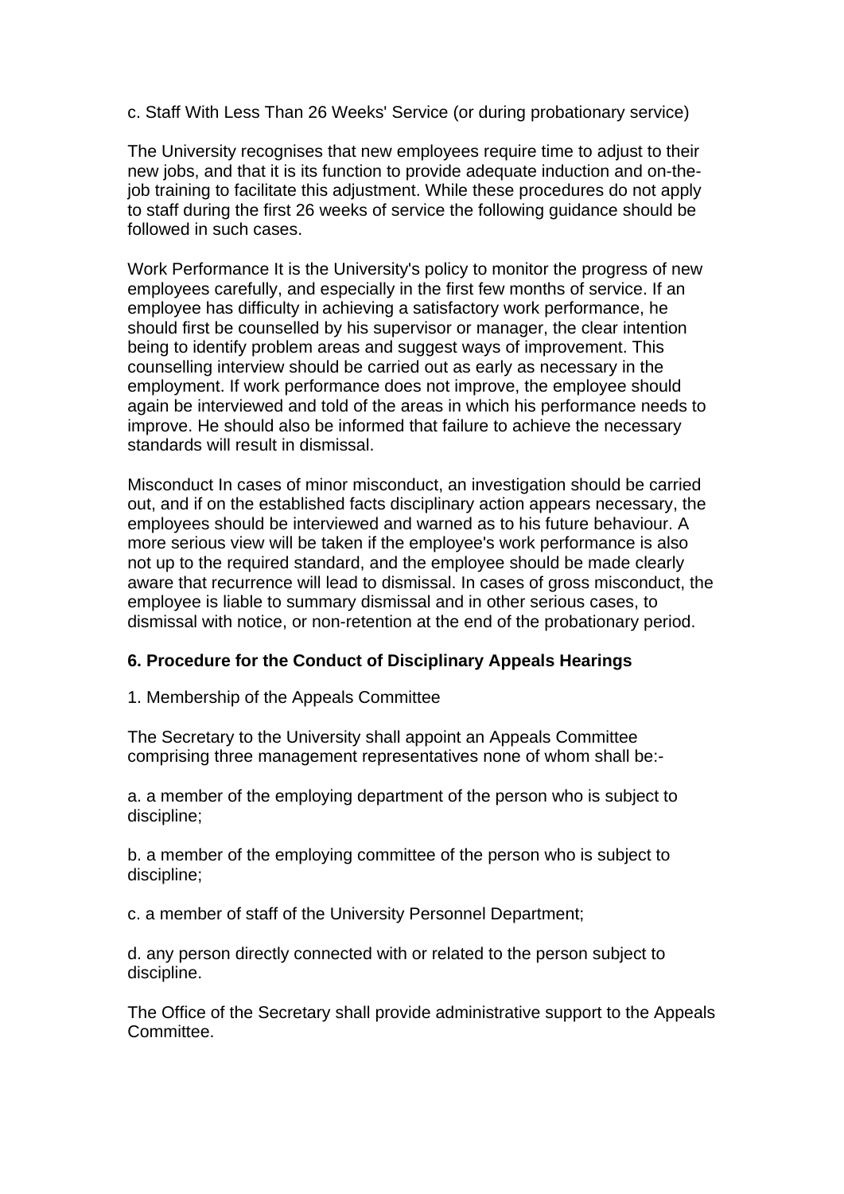c. Staff With Less Than 26 Weeks' Service (or during probationary service)

The University recognises that new employees require time to adjust to their new jobs, and that it is its function to provide adequate induction and on-the-job training to facilitate this adjustment. While these procedures do not apply to staff during the first 26 weeks of service the following guidance should be followed in such cases.

Work Performance It is the University's policy to monitor the progress of new employees carefully, and especially in the first few months of service. If an employee has difficulty in achieving a satisfactory work performance, he should first be counselled by his supervisor or manager, the clear intention being to identify problem areas and suggest ways of improvement. This counselling interview should be carried out as early as necessary in the employment. If work performance does not improve, the employee should again be interviewed and told of the areas in which his performance needs to improve. He should also be informed that failure to achieve the necessary standards will result in dismissal.

Misconduct In cases of minor misconduct, an investigation should be carried out, and if on the established facts disciplinary action appears necessary, the employees should be interviewed and warned as to his future behaviour. A more serious view will be taken if the employee's work performance is also not up to the required standard, and the employee should be made clearly aware that recurrence will lead to dismissal. In cases of gross misconduct, the employee is liable to summary dismissal and in other serious cases, to dismissal with notice, or non-retention at the end of the probationary period.

**6. Procedure for the Conduct of Disciplinary Appeals Hearings**

1. Membership of the Appeals Committee

The Secretary to the University shall appoint an Appeals Committee comprising three management representatives none of whom shall be:-

a. a member of the employing department of the person who is subject to discipline;

b. a member of the employing committee of the person who is subject to discipline;

c. a member of staff of the University Personnel Department;

d. any person directly connected with or related to the person subject to discipline.

The Office of the Secretary shall provide administrative support to the Appeals Committee.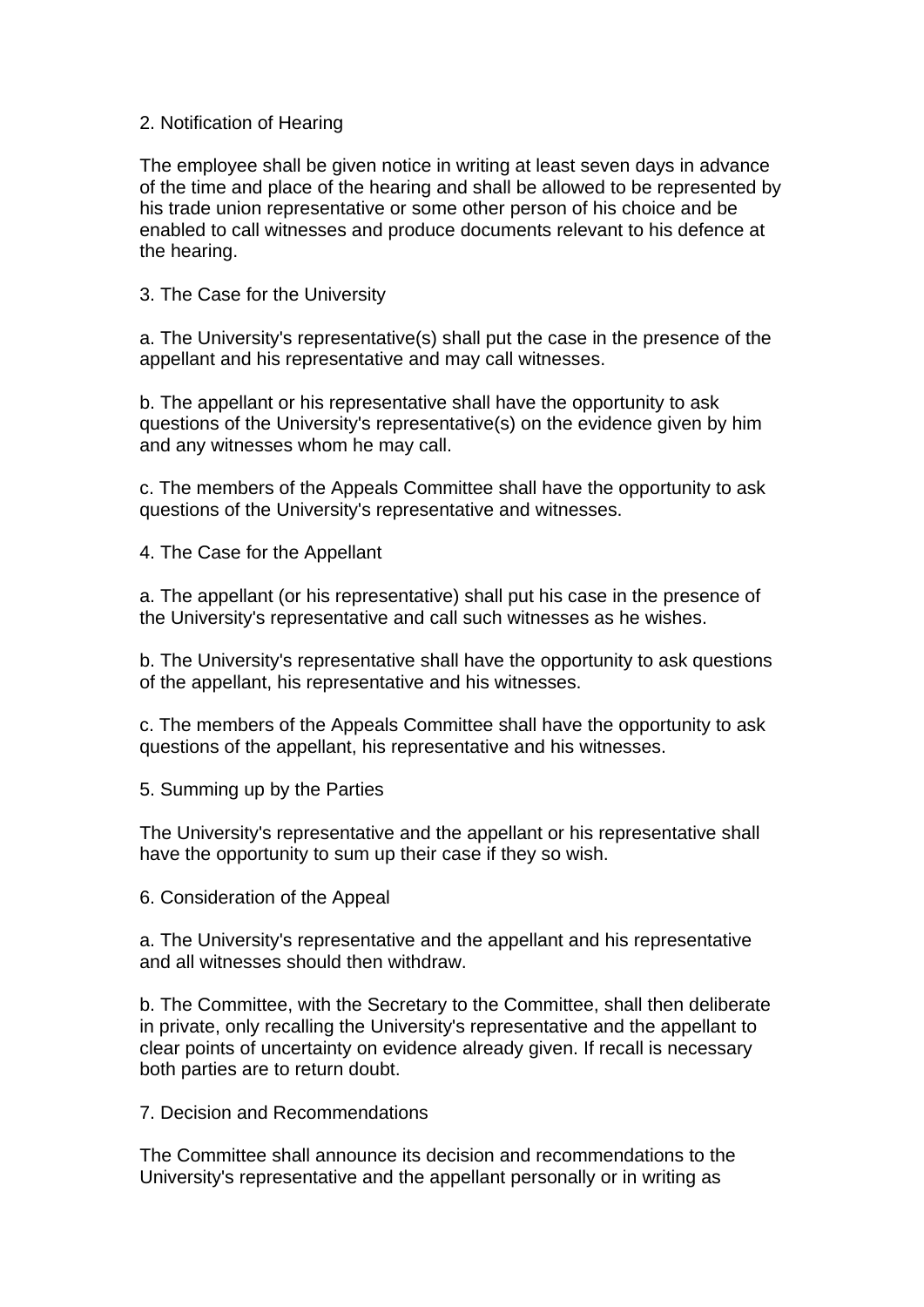## 2. Notification of Hearing

The employee shall be given notice in writing at least seven days in advance of the time and place of the hearing and shall be allowed to be represented by his trade union representative or some other person of his choice and be enabled to call witnesses and produce documents relevant to his defence at the hearing.

## 3. The Case for the University

a. The University's representative(s) shall put the case in the presence of the appellant and his representative and may call witnesses.

b. The appellant or his representative shall have the opportunity to ask questions of the University's representative(s) on the evidence given by him and any witnesses whom he may call.

c. The members of the Appeals Committee shall have the opportunity to ask questions of the University's representative and witnesses.

## 4. The Case for the Appellant

a. The appellant (or his representative) shall put his case in the presence of the University's representative and call such witnesses as he wishes.

b. The University's representative shall have the opportunity to ask questions of the appellant, his representative and his witnesses.

c. The members of the Appeals Committee shall have the opportunity to ask questions of the appellant, his representative and his witnesses.

## 5. Summing up by the Parties

The University's representative and the appellant or his representative shall have the opportunity to sum up their case if they so wish.

## 6. Consideration of the Appeal

a. The University's representative and the appellant and his representative and all witnesses should then withdraw.

b. The Committee, with the Secretary to the Committee, shall then deliberate in private, only recalling the University's representative and the appellant to clear points of uncertainty on evidence already given. If recall is necessary both parties are to return doubt.

## 7. Decision and Recommendations

The Committee shall announce its decision and recommendations to the University's representative and the appellant personally or in writing as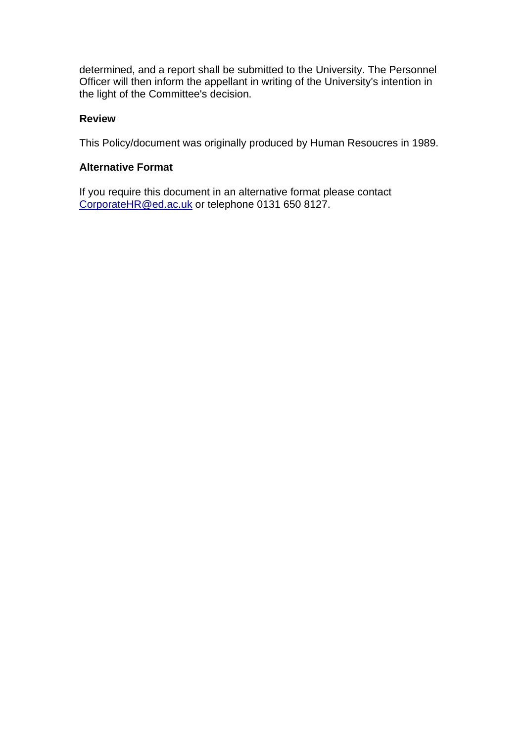determined, and a report shall be submitted to the University. The Personnel Officer will then inform the appellant in writing of the University's intention in the light of the Committee's decision.

**Review**

This Policy/document was originally produced by Human Resoucres in 1989.

**Alternative Format**

If you require this document in an alternative format please contact [CorporateHR@ed.ac.uk](mailto:CorporateHR@ed.ac.uk) or telephone 0131 650 8127.